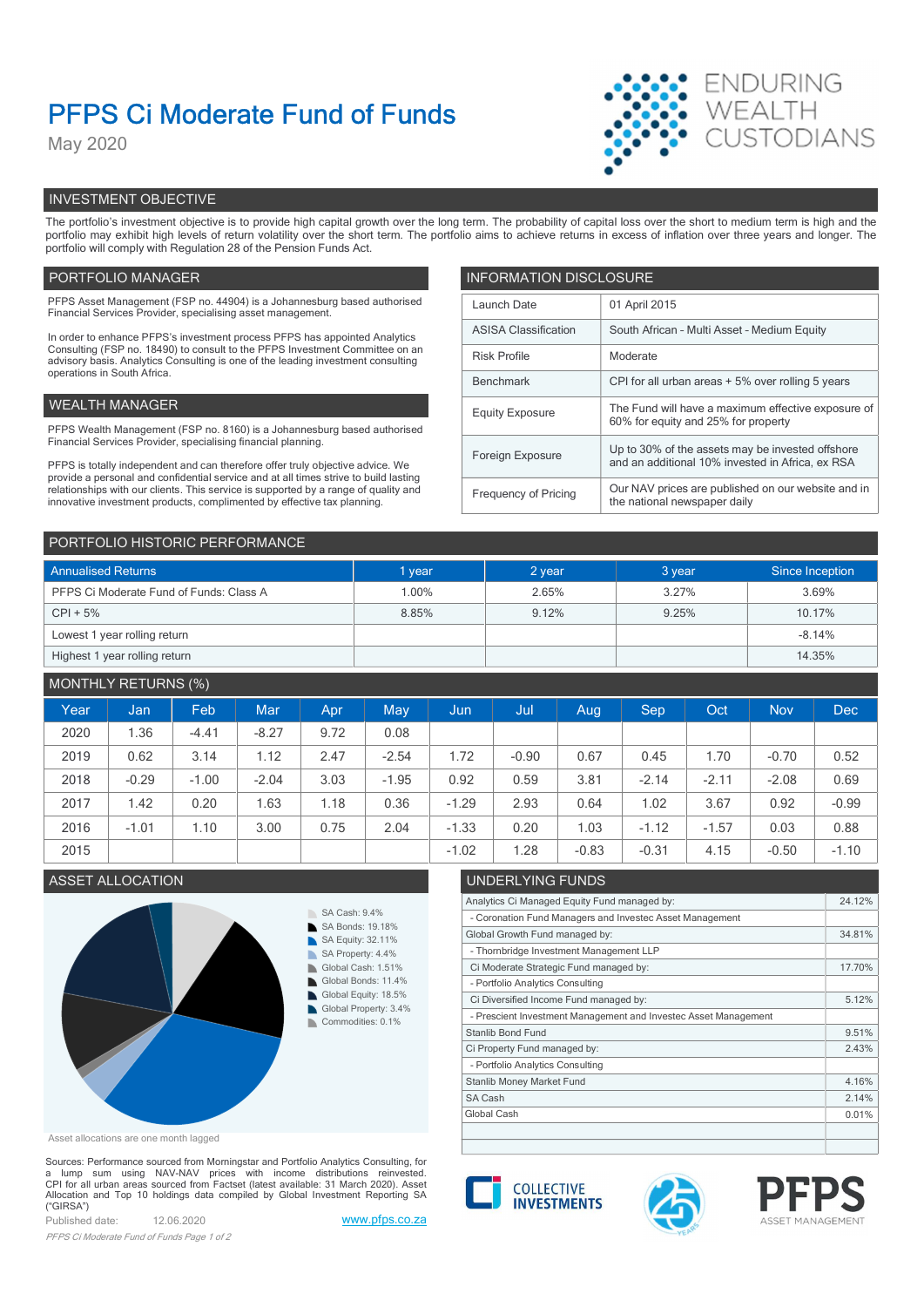# PFPS Ci Moderate Fund of Funds

May 2020

ENDURING WEALTH CUSTODIANS

## INVESTMENT OBJECTIVE

The portfolio's investment objective is to provide high capital growth over the long term. The probability of capital loss over the short to medium term is high and the portfolio may exhibit high levels of return volatility over the short term. The portfolio aims to achieve returns in excess of inflation over three years and longer. The portfolio will comply with Regulation 28 of the Pension Funds Act.

## PORTFOLIO MANAGER

PFPS Asset Management (FSP no. 44904) is a Johannesburg based authorised Financial Services Provider, specialising asset management.

In order to enhance PFPS's investment process PFPS has appointed Analytics Consulting (FSP no. 18490) to consult to the PFPS Investment Committee on an advisory basis. Analytics Consulting is one of the leading investment consulting operations in South Africa.

## WEALTH MANAGER

PFPS Wealth Management (FSP no. 8160) is a Johannesburg based authorised Financial Services Provider, specialising financial planning.

PFPS is totally independent and can therefore offer truly objective advice. We provide a personal and confidential service and at all times strive to build lasting relationships with our clients. This service is supported by a range of quality and innovative investment products, complimented by effective tax planning.

## INFORMATION DISCLOSURE

| | |
|---|---|
| Launch Date | 01 April 2015 |
| ASISA Classification | South African - Multi Asset - Medium Equity |
| Risk Profile | Moderate |
| Benchmark | CPI for all urban areas + 5% over rolling 5 years |
| Equity Exposure | The Fund will have a maximum effective exposure of 60% for equity and 25% for property |
| Foreign Exposure | Up to 30% of the assets may be invested offshore and an additional 10% invested in Africa, ex RSA |
| Frequency of Pricing | Our NAV prices are published on our website and in the national newspaper daily |

## PORTFOLIO HISTORIC PERFORMANCE

| Annualised Returns | 1 year | 2 year | 3 year | Since Inception |
|---|---|---|---|---|
| PFPS Ci Moderate Fund of Funds: Class A | 1.00% | 2.65% | 3.27% | 3.69% |
| CPI + 5% | 8.85% | 9.12% | 9.25% | 10.17% |
| Lowest 1 year rolling return | | | | -8.14% |
| Highest 1 year rolling return | | | | 14.35% |

## MONTHLY RETURNS (%)

| Year | Jan | Feb | Mar | Apr | May | Jun | Jul | Aug | Sep | Oct | Nov | Dec |
|---|---|---|---|---|---|---|---|---|---|---|---|---|
| 2020 | 1.36 | -4.41 | -8.27 | 9.72 | 0.08 | | | | | | | |
| 2019 | 0.62 | 3.14 | 1.12 | 2.47 | -2.54 | 1.72 | -0.90 | 0.67 | 0.45 | 1.70 | -0.70 | 0.52 |
| 2018 | -0.29 | -1.00 | -2.04 | 3.03 | -1.95 | 0.92 | 0.59 | 3.81 | -2.14 | -2.11 | -2.08 | 0.69 |
| 2017 | 1.42 | 0.20 | 1.63 | 1.18 | 0.36 | -1.29 | 2.93 | 0.64 | 1.02 | 3.67 | 0.92 | -0.99 |
| 2016 | -1.01 | 1.10 | 3.00 | 0.75 | 2.04 | -1.33 | 0.20 | 1.03 | -1.12 | -1.57 | 0.03 | 0.88 |
| 2015 | | | | | | -1.02 | 1.28 | -0.83 | -0.31 | 4.15 | -0.50 | -1.10 |

## ASSET ALLOCATION

- SA Cash: 9.4%
- SA Bonds: 19.18%
- SA Equity: 32.11%
- SA Property: 4.4%
- Global Cash: 1.51%
- Global Bonds: 11.4%
- Global Equity: 18.5%
- Global Property: 3.4%
- Commodities: 0.1%

Asset allocations are one month lagged

## UNDERLYING FUNDS

| | |
|---|---|
| Analytics Ci Managed Equity Fund managed by: | 24.12% |
| - Coronation Fund Managers and Investec Asset Management | |
| Global Growth Fund managed by: | 34.81% |
| - Thornbridge Investment Management LLP | |
| Ci Moderate Strategic Fund managed by: | 17.70% |
| - Portfolio Analytics Consulting | |
| Ci Diversified Income Fund managed by: | 5.12% |
| - Prescient Investment Management and Investec Asset Management | |
| Stanlib Bond Fund | 9.51% |
| Ci Property Fund managed by: | 2.43% |
| - Portfolio Analytics Consulting | |
| Stanlib Money Market Fund | 4.16% |
| SA Cash | 2.14% |
| Global Cash | 0.01% |

Sources: Performance sourced from Morningstar and Portfolio Analytics Consulting, for a lump sum using NAV-NAV prices with income distributions reinvested. CPI for all urban areas sourced from Factset (latest available: 31 March 2020). Asset Allocation and Top 10 holdings data compiled by Global Investment Reporting SA ("GIRSA")

Published date: 12.06.2020

www.pfps.co.za

COLLECTIVE INVESTMENTS | 25 YEARS | PFPS ASSET MANAGEMENT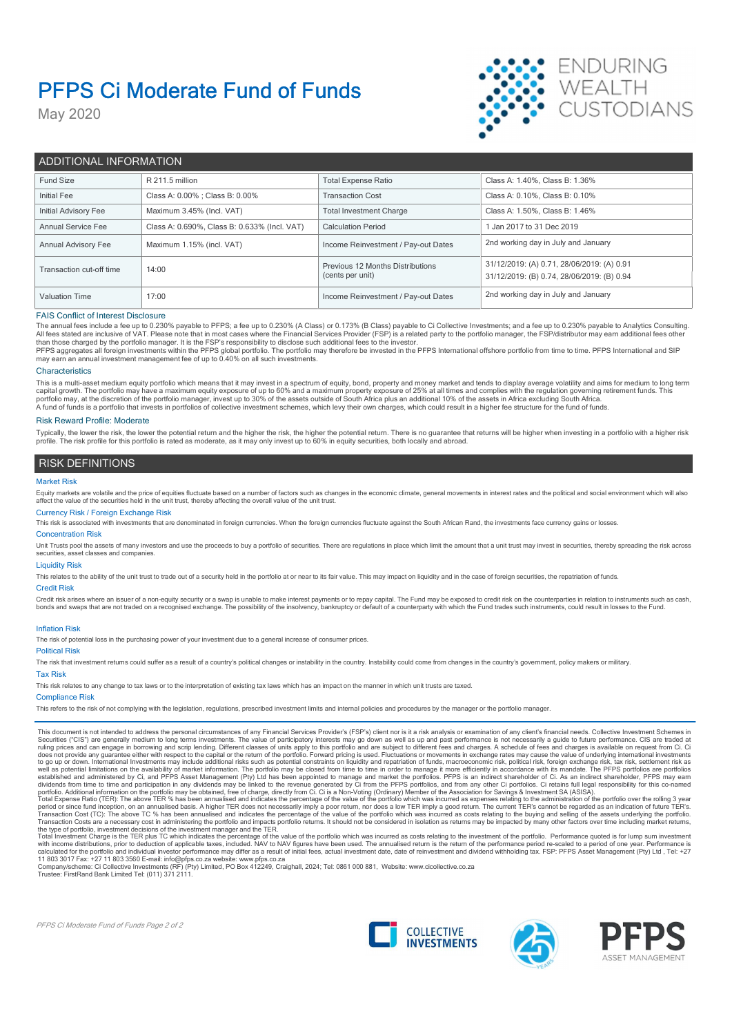# PFPS Ci Moderate Fund of Funds

May 2020

ENDURING WEALTH CUSTODIANS

## ADDITIONAL INFORMATION

| | | | |
|---|---|---|---|
| Fund Size | R 211.5 million | Total Expense Ratio | Class A: 1.40%, Class B: 1.36% |
| Initial Fee | Class A: 0.00% ; Class B: 0.00% | Transaction Cost | Class A: 0.10%, Class B: 0.10% |
| Initial Advisory Fee | Maximum 3.45% (Incl. VAT) | Total Investment Charge | Class A: 1.50%, Class B: 1.46% |
| Annual Service Fee | Class A: 0.690%, Class B: 0.633% (Incl. VAT) | Calculation Period | 1 Jan 2017 to 31 Dec 2019 |
| Annual Advisory Fee | Maximum 1.15% (incl. VAT) | Income Reinvestment / Pay-out Dates | 2nd working day in July and January |
| Transaction cut-off time | 14:00 | Previous 12 Months Distributions (cents per unit) | 31/12/2019: (A) 0.71, 28/06/2019: (A) 0.91<br>31/12/2019: (B) 0.74, 28/06/2019: (B) 0.94 |
| Valuation Time | 17:00 | Income Reinvestment / Pay-out Dates | 2nd working day in July and January |

### FAIS Conflict of Interest Disclosure

The annual fees include a fee up to 0.230% payable to PFPS; a fee up to 0.230% (A Class) or 0.173% (B Class) payable to Ci Collective Investments; and a fee up to 0.230% payable to Analytics Consulting. All fees stated are inclusive of VAT. Please note that in most cases where the Financial Services Provider (FSP) is a related party to the portfolio manager, the FSP/distributor may earn additional fees other than those charged by the portfolio manager. It is the FSP's responsibility to disclose such additional fees to the investor.
PFPS aggregates all foreign investments within the PFPS global portfolio. The portfolio may therefore be invested in the PFPS International offshore portfolio from time to time. PFPS International and SIP may earn an annual investment management fee of up to 0.40% on all such investments.

### Characteristics

This is a multi-asset medium equity portfolio which means that it may invest in a spectrum of equity, bond, property and money market and tends to display average volatility and aims for medium to long term capital growth. The portfolio may have a maximum equity exposure of up to 60% and a maximum property exposure of 25% at all times and complies with the regulation governing retirement funds. This portfolio may, at the discretion of the portfolio manager, invest up to 30% of the assets outside of South Africa plus an additional 10% of the assets in Africa excluding South Africa.
A fund of funds is a portfolio that invests in portfolios of collective investment schemes, which levy their own charges, which could result in a higher fee structure for the fund of funds.

### Risk Reward Profile: Moderate

Typically, the lower the risk, the lower the potential return and the higher the risk, the higher the potential return. There is no guarantee that returns will be higher when investing in a portfolio with a higher risk profile. The risk profile for this portfolio is rated as moderate, as it may only invest up to 60% in equity securities, both locally and abroad.

## RISK DEFINITIONS

### Market Risk

Equity markets are volatile and the price of equities fluctuate based on a number of factors such as changes in the economic climate, general movements in interest rates and the political and social environment which will also affect the value of the securities held in the unit trust, thereby affecting the overall value of the unit trust.

### Currency Risk / Foreign Exchange Risk

This risk is associated with investments that are denominated in foreign currencies. When the foreign currencies fluctuate against the South African Rand, the investments face currency gains or losses.

### Concentration Risk

Unit Trusts pool the assets of many investors and use the proceeds to buy a portfolio of securities. There are regulations in place which limit the amount that a unit trust may invest in securities, thereby spreading the risk across securities, asset classes and companies.

### Liquidity Risk

This relates to the ability of the unit trust to trade out of a security held in the portfolio at or near to its fair value. This may impact on liquidity and in the case of foreign securities, the repatriation of funds.

### Credit Risk

Credit risk arises where an issuer of a non-equity security or a swap is unable to make interest payments or to repay capital. The Fund may be exposed to credit risk on the counterparties in relation to instruments such as cash, bonds and swaps that are not traded on a recognised exchange. The possibility of the insolvency, bankruptcy or default of a counterparty with which the Fund trades such instruments, could result in losses to the Fund.

### Inflation Risk

The risk of potential loss in the purchasing power of your investment due to a general increase of consumer prices.

### Political Risk

The risk that investment returns could suffer as a result of a country's political changes or instability in the country. Instability could come from changes in the country's government, policy makers or military.

### Tax Risk

This risk relates to any change to tax laws or to the interpretation of existing tax laws which has an impact on the manner in which unit trusts are taxed.

### Compliance Risk

This refers to the risk of not complying with the legislation, regulations, prescribed investment limits and internal policies and procedures by the manager or the portfolio manager.

This document is not intended to address the personal circumstances of any Financial Services Provider's (FSP's) client nor is it a risk analysis or examination of any client's financial needs. Collective Investment Schemes in Securities ("CIS") are generally medium to long terms investments. The value of participatory interests may go down as well as up and past performance is not necessarily a guide to future performance. CIS are traded at ruling prices and can engage in borrowing and scrip lending. Different classes of units apply to this portfolio and are subject to different fees and charges. A schedule of fees and charges is available on request from Ci. Ci does not provide any guarantee either with respect to the capital or the return of the portfolio. Forward pricing is used. Fluctuations or movements in exchange rates may cause the value of underlying international investments to go up or down. International Investments may include additional risks such as potential constraints on liquidity and repatriation of funds, macroeconomic risk, political risk, foreign exchange risk, tax risk, settlement risk as well as potential limitations on the availability of market information. The portfolio may be closed from time to time in order to manage it more efficiently in accordance with its mandate. The PFPS portfolios are portfolios established and administered by Ci, and PFPS Asset Management (Pty) Ltd has been appointed to manage and market the portfolios. PFPS is an indirect shareholder of Ci. As an indirect shareholder, PFPS may earn dividends from time to time and participation in any dividends may be linked to the revenue generated by Ci from the PFPS portfolios, and from any other Ci portfolios. Ci retains full legal responsibility for this co-named portfolio. Additional information on the portfolio may be obtained, free of charge, directly from Ci. Ci is a Non-Voting (Ordinary) Member of the Association for Savings & Investment SA (ASISA).
Total Expense Ratio (TER): The above TER % has been annualised and indicates the percentage of the value of the portfolio which was incurred as expenses relating to the administration of the portfolio over the rolling 3 year period or since fund inception, on an annualised basis. A higher TER does not necessarily imply a poor return, nor does a low TER imply a good return. The current TER's cannot be regarded as an indication of future TER's. Transaction Cost (TC): The above TC % has been annualised and indicates the percentage of the value of the portfolio which was incurred as costs relating to the buying and selling of the assets underlying the portfolio. Transaction Costs are a necessary cost in administering the portfolio and impacts portfolio returns. It should not be considered in isolation as returns may be impacted by many other factors over time including market returns, the type of portfolio, investment decisions of the investment manager and the TER.
Total Investment Charge is the TER plus TC which indicates the percentage of the value of the portfolio which was incurred as costs relating to the investment of the portfolio. Performance quoted is for lump sum investment with income distributions, prior to deduction of applicable taxes, included. NAV to NAV figures have been used. The annualised return is the return of the performance period re-scaled to a period of one year. Performance is calculated for the portfolio and individual investor performance may differ as a result of initial fees, actual investment date, date of reinvestment and dividend withholding tax. FSP: PFPS Asset Management (Pty) Ltd , Tel: +27 11 803 3017 Fax: +27 11 803 3560 E-mail: info@pfps.co.za website: www.pfps.co.za
Company/scheme: Ci Collective Investments (RF) (Pty) Limited, PO Box 412249, Craighall, 2024; Tel: 0861 000 881, Website: www.cicollective.co.za
Trustee: FirstRand Bank Limited Tel: (011) 371 2111.

COLLECTIVE INVESTMENTS

PFPS ASSET MANAGEMENT